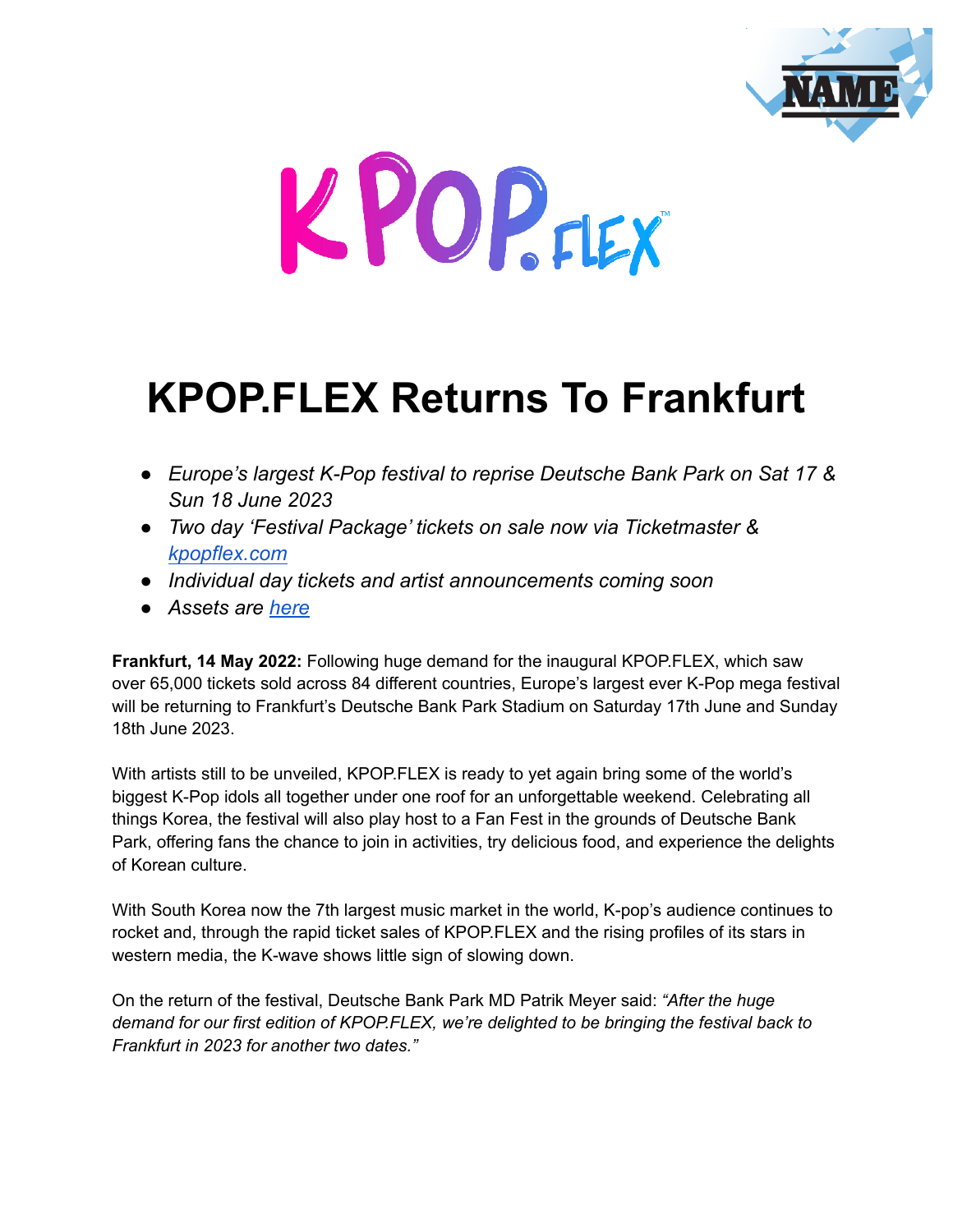# KPOP.FLEX Returns To Frankfurt

- *Europe's largest K-Pop festival to reprise Deutsche Bank Park on Sat 17 & Sun 18 June 2023*
- *Two day 'Festival Package' tickets on sale now via Ticketmaster & [kpopflex.com](kpopflex.com)*
- *Individual day tickets and artist announcements coming soon*
- *Assets are [here]()*

**Frankfurt, 14 May 2022:** Following huge demand for the inaugural KPOP.FLEX, which saw over 65,000 tickets sold across 84 different countries, Europe's largest ever K-Pop mega festival will be returning to Frankfurt's Deutsche Bank Park Stadium on Saturday 17th June and Sunday 18th June 2023.

With artists still to be unveiled, KPOP.FLEX is ready to yet again bring some of the world's biggest K-Pop idols all together under one roof for an unforgettable weekend. Celebrating all things Korea, the festival will also play host to a Fan Fest in the grounds of Deutsche Bank Park, offering fans the chance to join in activities, try delicious food, and experience the delights of Korean culture.

With South Korea now the 7th largest music market in the world, K-pop's audience continues to rocket and, through the rapid ticket sales of KPOP.FLEX and the rising profiles of its stars in western media, the K-wave shows little sign of slowing down.

On the return of the festival, Deutsche Bank Park MD Patrik Meyer said: *"After the huge demand for our first edition of KPOP.FLEX, we're delighted to be bringing the festival back to Frankfurt in 2023 for another two dates."*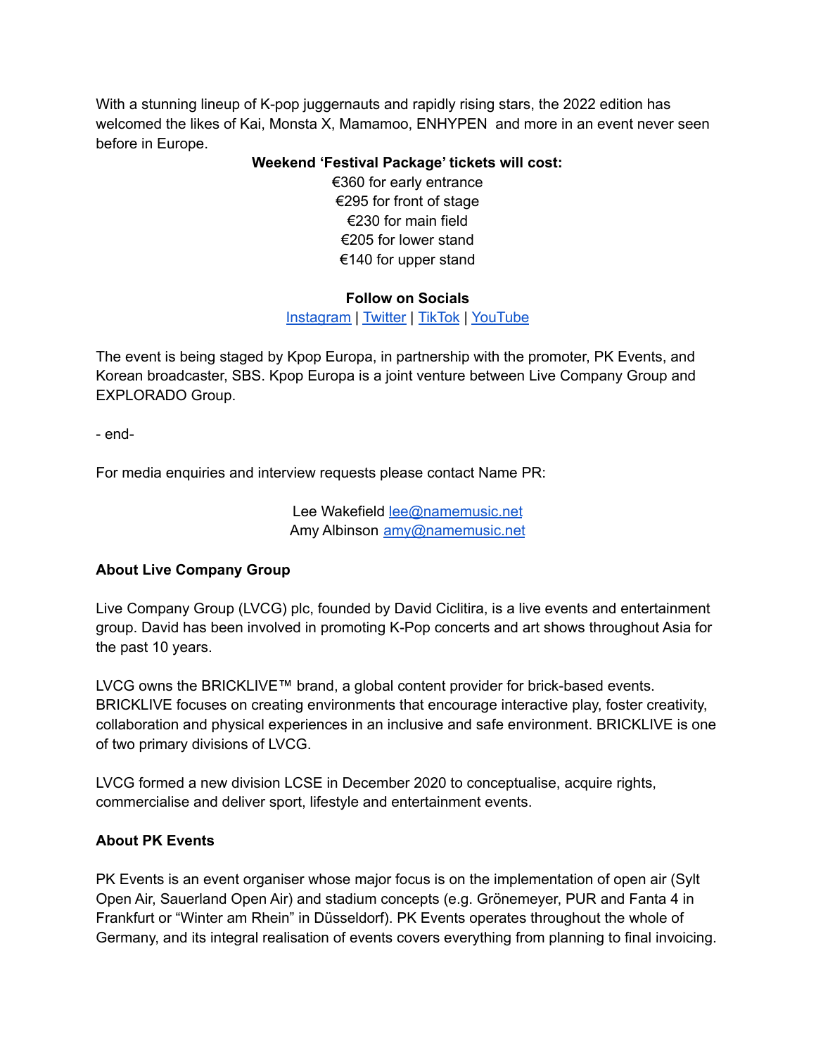With a stunning lineup of K-pop juggernauts and rapidly rising stars, the 2022 edition has welcomed the likes of Kai, Monsta X, Mamamoo, ENHYPEN and more in an event never seen before in Europe.

**Weekend 'Festival Package' tickets will cost:**

€360 for early entrance
€295 for front of stage
€230 for main field
€205 for lower stand
€140 for upper stand

**Follow on Socials**

Instagram | Twitter | TikTok | YouTube

The event is being staged by Kpop Europa, in partnership with the promoter, PK Events, and Korean broadcaster, SBS. Kpop Europa is a joint venture between Live Company Group and EXPLORADO Group.

- end-

For media enquiries and interview requests please contact Name PR:

Lee Wakefield lee@namemusic.net
Amy Albinson amy@namemusic.net

**About Live Company Group**

Live Company Group (LVCG) plc, founded by David Ciclitira, is a live events and entertainment group. David has been involved in promoting K-Pop concerts and art shows throughout Asia for the past 10 years.

LVCG owns the BRICKLIVE™ brand, a global content provider for brick-based events. BRICKLIVE focuses on creating environments that encourage interactive play, foster creativity, collaboration and physical experiences in an inclusive and safe environment. BRICKLIVE is one of two primary divisions of LVCG.

LVCG formed a new division LCSE in December 2020 to conceptualise, acquire rights, commercialise and deliver sport, lifestyle and entertainment events.

**About PK Events**

PK Events is an event organiser whose major focus is on the implementation of open air (Sylt Open Air, Sauerland Open Air) and stadium concepts (e.g. Grönemeyer, PUR and Fanta 4 in Frankfurt or "Winter am Rhein" in Düsseldorf). PK Events operates throughout the whole of Germany, and its integral realisation of events covers everything from planning to final invoicing.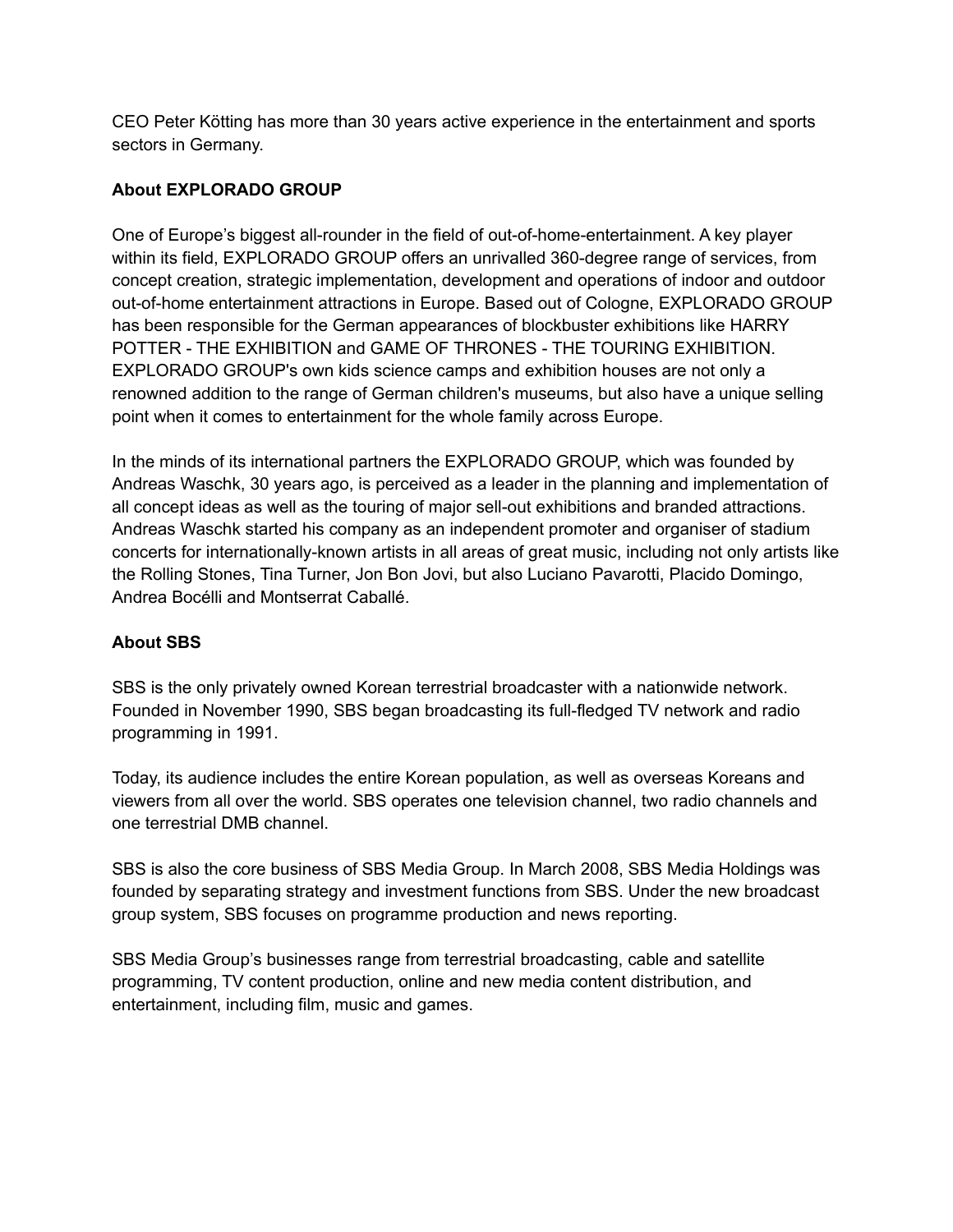CEO Peter Kötting has more than 30 years active experience in the entertainment and sports sectors in Germany.

**About EXPLORADO GROUP**

One of Europe's biggest all-rounder in the field of out-of-home-entertainment. A key player within its field, EXPLORADO GROUP offers an unrivalled 360-degree range of services, from concept creation, strategic implementation, development and operations of indoor and outdoor out-of-home entertainment attractions in Europe. Based out of Cologne, EXPLORADO GROUP has been responsible for the German appearances of blockbuster exhibitions like HARRY POTTER - THE EXHIBITION and GAME OF THRONES - THE TOURING EXHIBITION. EXPLORADO GROUP's own kids science camps and exhibition houses are not only a renowned addition to the range of German children's museums, but also have a unique selling point when it comes to entertainment for the whole family across Europe.

In the minds of its international partners the EXPLORADO GROUP, which was founded by Andreas Waschk, 30 years ago, is perceived as a leader in the planning and implementation of all concept ideas as well as the touring of major sell-out exhibitions and branded attractions. Andreas Waschk started his company as an independent promoter and organiser of stadium concerts for internationally-known artists in all areas of great music, including not only artists like the Rolling Stones, Tina Turner, Jon Bon Jovi, but also Luciano Pavarotti, Placido Domingo, Andrea Bocélli and Montserrat Caballé.

**About SBS**

SBS is the only privately owned Korean terrestrial broadcaster with a nationwide network. Founded in November 1990, SBS began broadcasting its full-fledged TV network and radio programming in 1991.

Today, its audience includes the entire Korean population, as well as overseas Koreans and viewers from all over the world. SBS operates one television channel, two radio channels and one terrestrial DMB channel.

SBS is also the core business of SBS Media Group. In March 2008, SBS Media Holdings was founded by separating strategy and investment functions from SBS. Under the new broadcast group system, SBS focuses on programme production and news reporting.

SBS Media Group's businesses range from terrestrial broadcasting, cable and satellite programming, TV content production, online and new media content distribution, and entertainment, including film, music and games.